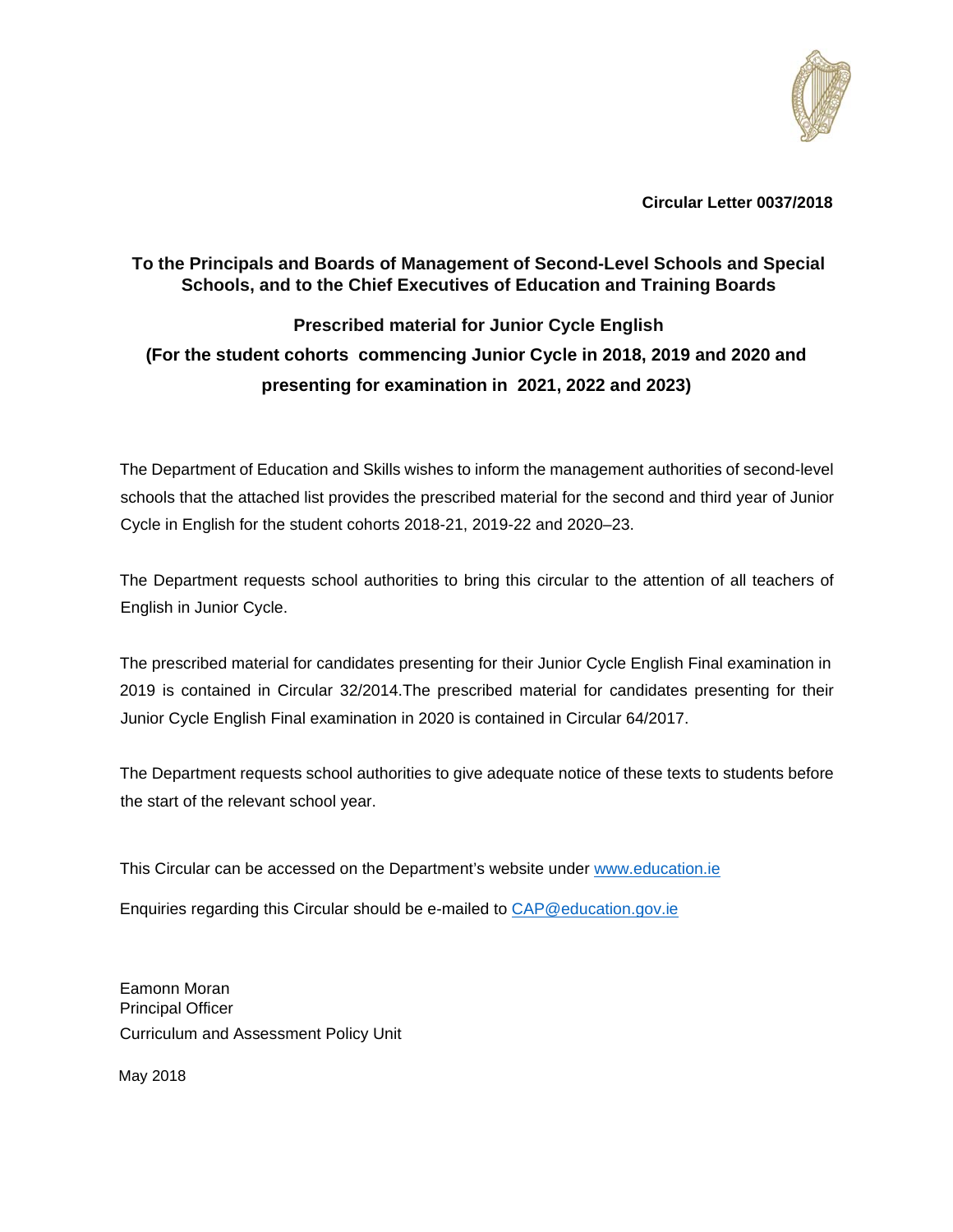**Circular Letter 0037/2018**

**To the Principals and Boards of Management of Second-Level Schools and Special Schools, and to the Chief Executives of Education and Training Boards**

**Prescribed material for Junior Cycle English**

**(For the student cohorts commencing Junior Cycle in 2018, 2019 and 2020 and presenting for examination in 2021, 2022 and 2023)**

The Department of Education and Skills wishes to inform the management authorities of second-level schools that the attached list provides the prescribed material for the second and third year of Junior Cycle in English for the student cohorts 2018-21, 2019-22 and 2020–23.

The Department requests school authorities to bring this circular to the attention of all teachers of English in Junior Cycle.

The prescribed material for candidates presenting for their Junior Cycle English Final examination in 2019 is contained in Circular 32/2014.The prescribed material for candidates presenting for their Junior Cycle English Final examination in 2020 is contained in Circular 64/2017.

The Department requests school authorities to give adequate notice of these texts to students before the start of the relevant school year.

This Circular can be accessed on the Department's website under www.education.ie

Enquiries regarding this Circular should be e-mailed to CAP@education.gov.ie

Eamonn Moran  
Principal Officer  
Curriculum and Assessment Policy Unit

May 2018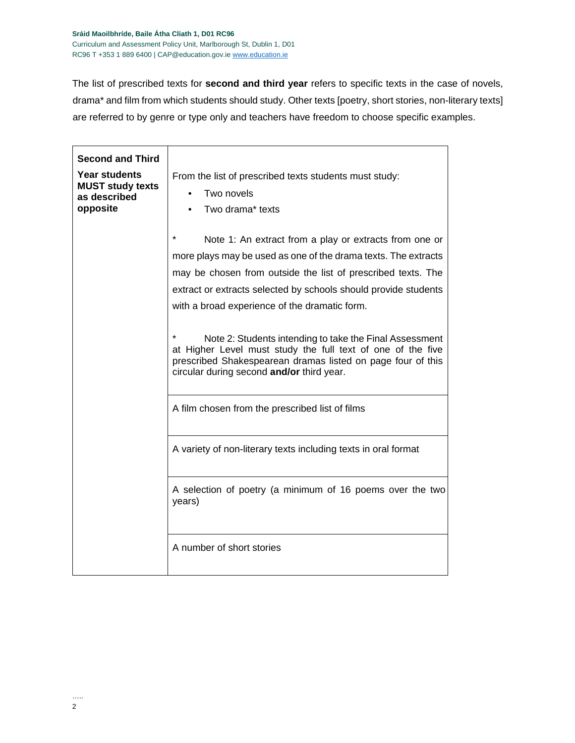The list of prescribed texts for **second and third year** refers to specific texts in the case of novels, drama* and film from which students should study. Other texts [poetry, short stories, non-literary texts] are referred to by genre or type only and teachers have freedom to choose specific examples.

| **Second and Third Year students MUST study texts as described opposite** | |
|---|---|
| | From the list of prescribed texts students must study:<br>• Two novels<br>• Two drama* texts<br><br>* Note 1: An extract from a play or extracts from one or more plays may be used as one of the drama texts. The extracts may be chosen from outside the list of prescribed texts. The extract or extracts selected by schools should provide students with a broad experience of the dramatic form.<br><br>* Note 2: Students intending to take the Final Assessment at Higher Level must study the full text of one of the five prescribed Shakespearean dramas listed on page four of this circular during second **and/or** third year. |
| | A film chosen from the prescribed list of films |
| | A variety of non-literary texts including texts in oral format |
| | A selection of poetry (a minimum of 16 poems over the two years) |
| | A number of short stories |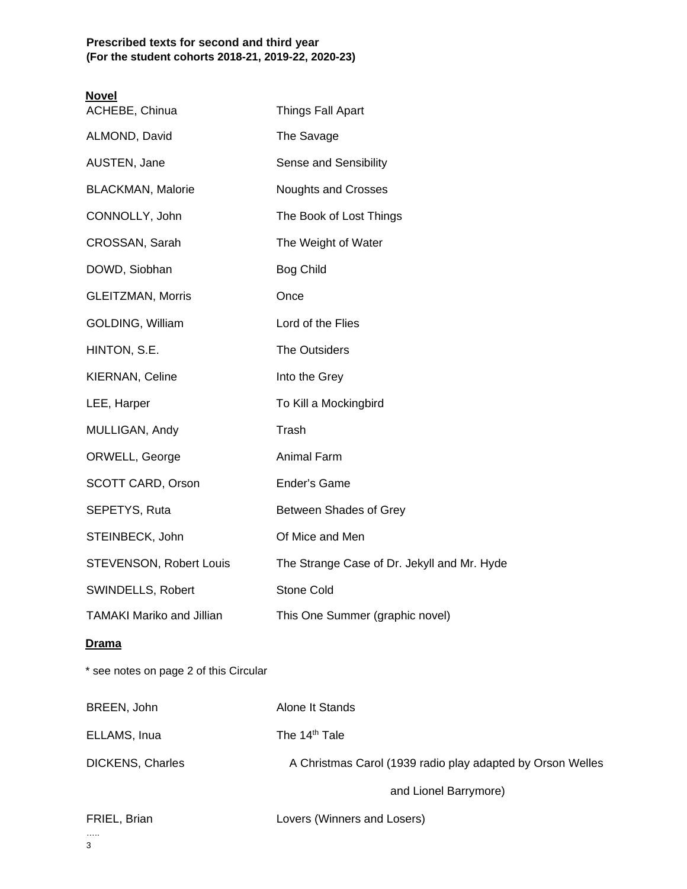**Prescribed texts for second and third year**
**(For the student cohorts 2018-21, 2019-22, 2020-23)**

**Novel**

| | |
|---|---|
| ACHEBE, Chinua | Things Fall Apart |
| ALMOND, David | The Savage |
| AUSTEN, Jane | Sense and Sensibility |
| BLACKMAN, Malorie | Noughts and Crosses |
| CONNOLLY, John | The Book of Lost Things |
| CROSSAN, Sarah | The Weight of Water |
| DOWD, Siobhan | Bog Child |
| GLEITZMAN, Morris | Once |
| GOLDING, William | Lord of the Flies |
| HINTON, S.E. | The Outsiders |
| KIERNAN, Celine | Into the Grey |
| LEE, Harper | To Kill a Mockingbird |
| MULLIGAN, Andy | Trash |
| ORWELL, George | Animal Farm |
| SCOTT CARD, Orson | Ender's Game |
| SEPETYS, Ruta | Between Shades of Grey |
| STEINBECK, John | Of Mice and Men |
| STEVENSON, Robert Louis | The Strange Case of Dr. Jekyll and Mr. Hyde |
| SWINDELLS, Robert | Stone Cold |
| TAMAKI Mariko and Jillian | This One Summer (graphic novel) |

**Drama**

* see notes on page 2 of this Circular

| | |
|---|---|
| BREEN, John | Alone It Stands |
| ELLAMS, Inua | The 14th Tale |
| DICKENS, Charles | A Christmas Carol (1939 radio play adapted by Orson Welles and Lionel Barrymore) |
| FRIEL, Brian | Lovers (Winners and Losers) |

.....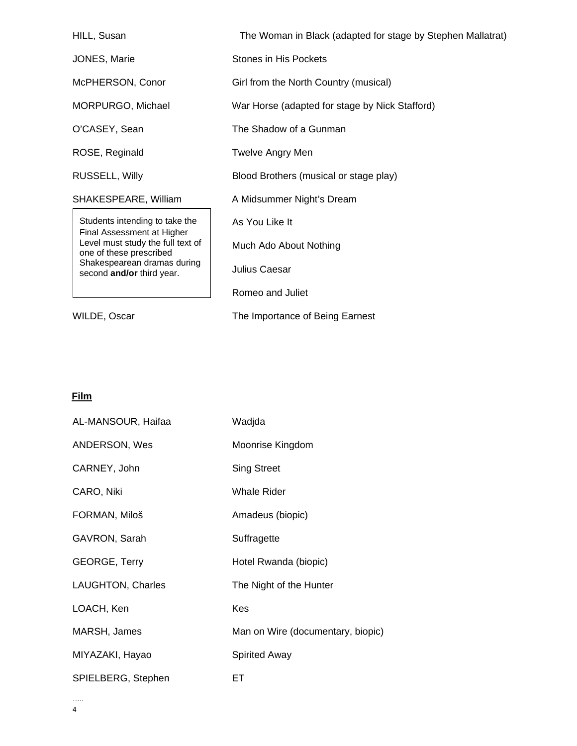| | |
|---|---|
| HILL, Susan | The Woman in Black (adapted for stage by Stephen Mallatrat) |
| JONES, Marie | Stones in His Pockets |
| McPHERSON, Conor | Girl from the North Country (musical) |
| MORPURGO, Michael | War Horse (adapted for stage by Nick Stafford) |
| O'CASEY, Sean | The Shadow of a Gunman |
| ROSE, Reginald | Twelve Angry Men |
| RUSSELL, Willy | Blood Brothers (musical or stage play) |
| SHAKESPEARE, William | A Midsummer Night's Dream |
| | As You Like It |
| | Much Ado About Nothing |
| | Julius Caesar |
| | Romeo and Juliet |
| WILDE, Oscar | The Importance of Being Earnest |

> Students intending to take the Final Assessment at Higher Level must study the full text of one of these prescribed Shakespearean dramas during second **and/or** third year.

**Film**

| | |
|---|---|
| AL-MANSOUR, Haifaa | Wadjda |
| ANDERSON, Wes | Moonrise Kingdom |
| CARNEY, John | Sing Street |
| CARO, Niki | Whale Rider |
| FORMAN, Miloš | Amadeus (biopic) |
| GAVRON, Sarah | Suffragette |
| GEORGE, Terry | Hotel Rwanda (biopic) |
| LAUGHTON, Charles | The Night of the Hunter |
| LOACH, Ken | Kes |
| MARSH, James | Man on Wire (documentary, biopic) |
| MIYAZAKI, Hayao | Spirited Away |
| SPIELBERG, Stephen | ET |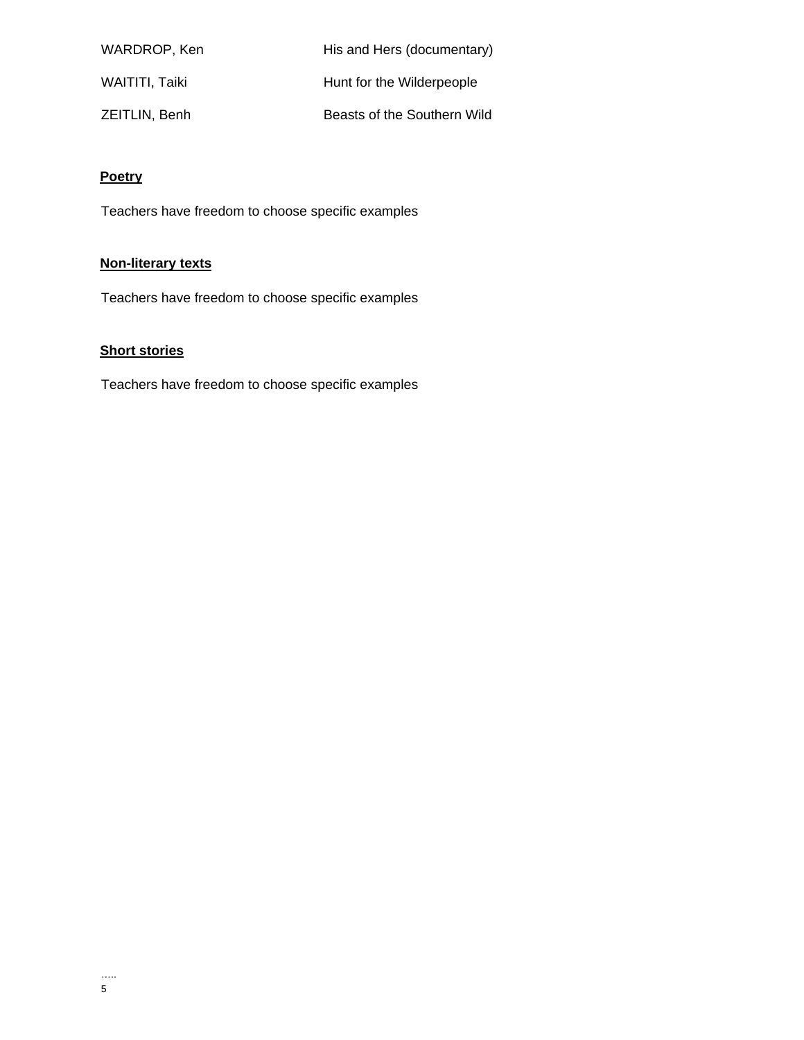| | |
| --- | --- |
| WARDROP, Ken | His and Hers (documentary) |
| WAITITI, Taiki | Hunt for the Wilderpeople |
| ZEITLIN, Benh | Beasts of the Southern Wild |

**Poetry**

Teachers have freedom to choose specific examples

**Non-literary texts**

Teachers have freedom to choose specific examples

**Short stories**

Teachers have freedom to choose specific examples